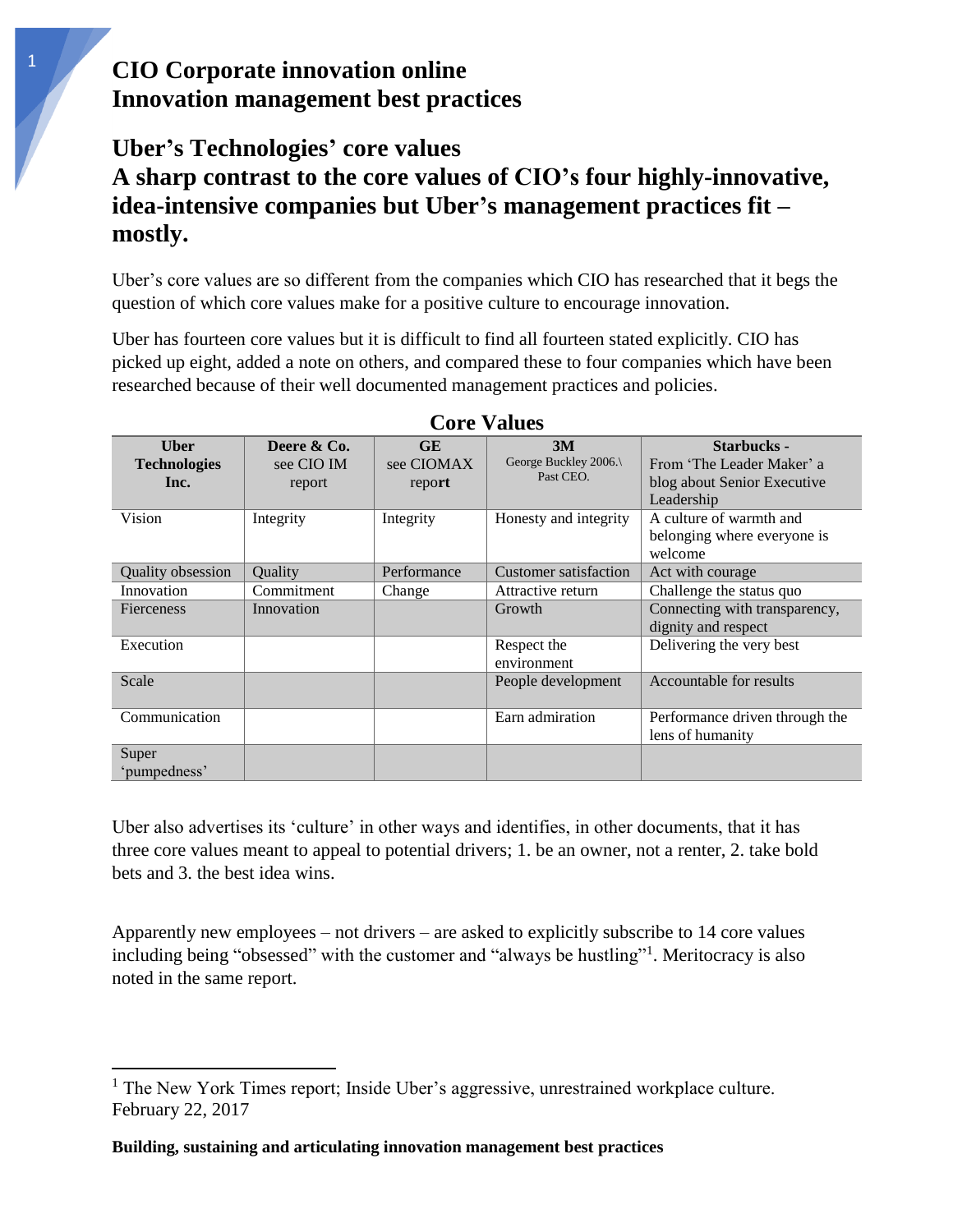# CIO Corporate innovation online
# Innovation management best practices

## Uber's Technologies' core values
## A sharp contrast to the core values of CIO's four highly-innovative, idea-intensive companies but Uber's management practices fit – mostly.

Uber's core values are so different from the companies which CIO has researched that it begs the question of which core values make for a positive culture to encourage innovation.

Uber has fourteen core values but it is difficult to find all fourteen stated explicitly. CIO has picked up eight, added a note on others, and compared these to four companies which have been researched because of their well documented management practices and policies.

**Core Values**

| **Uber Technologies Inc.** | **Deere & Co.** see CIO IM report | **GE** see CIOMAX report | **3M** George Buckley 2006.\ Past CEO. | **Starbucks -** From 'The Leader Maker' a blog about Senior Executive Leadership |
|---|---|---|---|---|
| Vision | Integrity | Integrity | Honesty and integrity | A culture of warmth and belonging where everyone is welcome |
| Quality obsession | Quality | Performance | Customer satisfaction | Act with courage |
| Innovation | Commitment | Change | Attractive return | Challenge the status quo |
| Fierceness | Innovation | | Growth | Connecting with transparency, dignity and respect |
| Execution | | | Respect the environment | Delivering the very best |
| Scale | | | People development | Accountable for results |
| Communication | | | Earn admiration | Performance driven through the lens of humanity |
| Super 'pumpedness' | | | | |

Uber also advertises its 'culture' in other ways and identifies, in other documents, that it has three core values meant to appeal to potential drivers; 1. be an owner, not a renter, 2. take bold bets and 3. the best idea wins.

Apparently new employees – not drivers – are asked to explicitly subscribe to 14 core values including being "obsessed" with the customer and "always be hustling"[1]. Meritocracy is also noted in the same report.

[1] The New York Times report; Inside Uber's aggressive, unrestrained workplace culture. February 22, 2017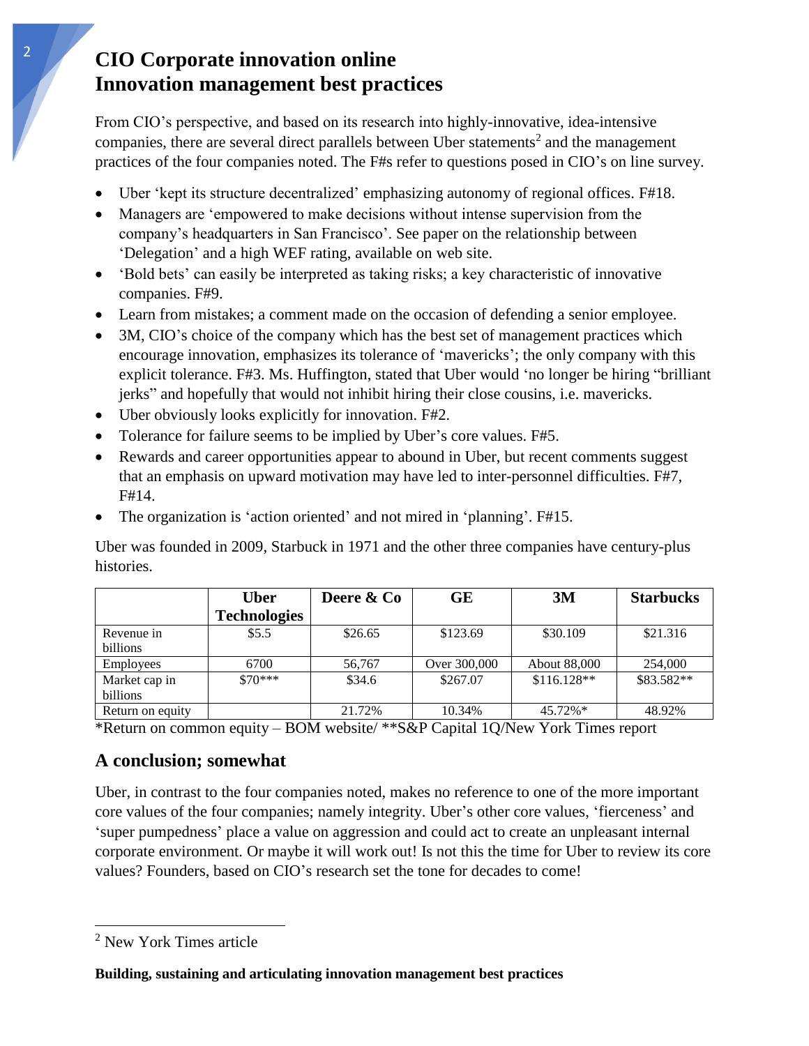# CIO Corporate innovation online
# Innovation management best practices

From CIO's perspective, and based on its research into highly-innovative, idea-intensive companies, there are several direct parallels between Uber statements[2] and the management practices of the four companies noted. The F#s refer to questions posed in CIO's on line survey.

- Uber 'kept its structure decentralized' emphasizing autonomy of regional offices. F#18.
- Managers are 'empowered to make decisions without intense supervision from the company's headquarters in San Francisco'. See paper on the relationship between 'Delegation' and a high WEF rating, available on web site.
- 'Bold bets' can easily be interpreted as taking risks; a key characteristic of innovative companies. F#9.
- Learn from mistakes; a comment made on the occasion of defending a senior employee.
- 3M, CIO's choice of the company which has the best set of management practices which encourage innovation, emphasizes its tolerance of 'mavericks'; the only company with this explicit tolerance. F#3. Ms. Huffington, stated that Uber would 'no longer be hiring "brilliant jerks" and hopefully that would not inhibit hiring their close cousins, i.e. mavericks.
- Uber obviously looks explicitly for innovation. F#2.
- Tolerance for failure seems to be implied by Uber's core values. F#5.
- Rewards and career opportunities appear to abound in Uber, but recent comments suggest that an emphasis on upward motivation may have led to inter-personnel difficulties. F#7, F#14.
- The organization is 'action oriented' and not mired in 'planning'. F#15.

Uber was founded in 2009, Starbuck in 1971 and the other three companies have century-plus histories.

| | Uber Technologies | Deere & Co | GE | 3M | Starbucks |
|---|---|---|---|---|---|
| Revenue in billions | $5.5 | $26.65 | $123.69 | $30.109 | $21.316 |
| Employees | 6700 | 56,767 | Over 300,000 | About 88,000 | 254,000 |
| Market cap in billions | $70*** | $34.6 | $267.07 | $116.128** | $83.582** |
| Return on equity | | 21.72% | 10.34% | 45.72%* | 48.92% |

*Return on common equity – BOM website/ **S&P Capital 1Q/New York Times report

## A conclusion; somewhat

Uber, in contrast to the four companies noted, makes no reference to one of the more important core values of the four companies; namely integrity. Uber's other core values, 'fierceness' and 'super pumpedness' place a value on aggression and could act to create an unpleasant internal corporate environment. Or maybe it will work out! Is not this the time for Uber to review its core values? Founders, based on CIO's research set the tone for decades to come!

[2] New York Times article

**Building, sustaining and articulating innovation management best practices**